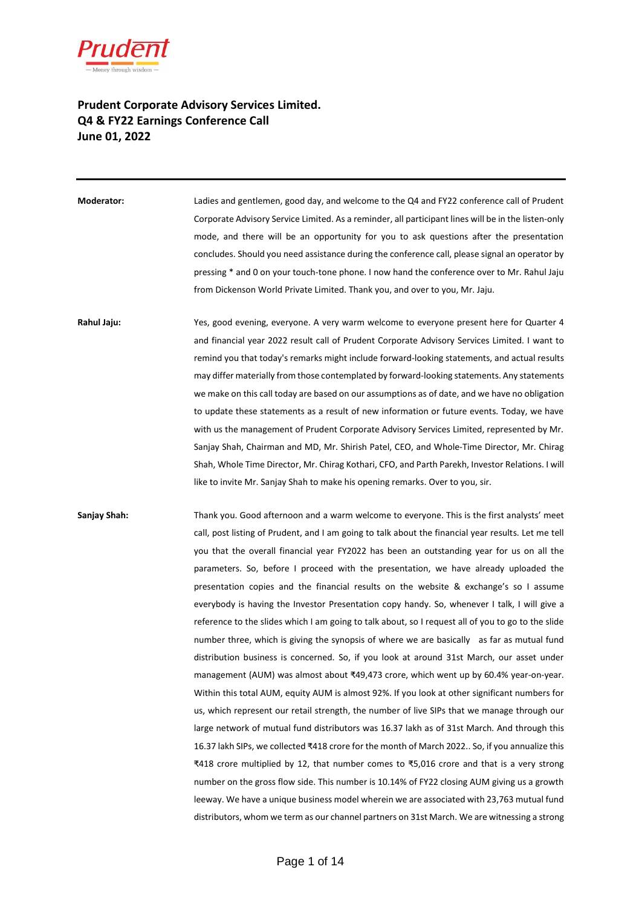# Prudent Corporate Advisory Services Limited.
# Q4 & FY22 Earnings Conference Call
# June 01, 2022

---

**Moderator:** Ladies and gentlemen, good day, and welcome to the Q4 and FY22 conference call of Prudent Corporate Advisory Service Limited. As a reminder, all participant lines will be in the listen-only mode, and there will be an opportunity for you to ask questions after the presentation concludes. Should you need assistance during the conference call, please signal an operator by pressing * and 0 on your touch-tone phone. I now hand the conference over to Mr. Rahul Jaju from Dickenson World Private Limited. Thank you, and over to you, Mr. Jaju.

**Rahul Jaju:** Yes, good evening, everyone. A very warm welcome to everyone present here for Quarter 4 and financial year 2022 result call of Prudent Corporate Advisory Services Limited. I want to remind you that today's remarks might include forward-looking statements, and actual results may differ materially from those contemplated by forward-looking statements. Any statements we make on this call today are based on our assumptions as of date, and we have no obligation to update these statements as a result of new information or future events. Today, we have with us the management of Prudent Corporate Advisory Services Limited, represented by Mr. Sanjay Shah, Chairman and MD, Mr. Shirish Patel, CEO, and Whole-Time Director, Mr. Chirag Shah, Whole Time Director, Mr. Chirag Kothari, CFO, and Parth Parekh, Investor Relations. I will like to invite Mr. Sanjay Shah to make his opening remarks. Over to you, sir.

**Sanjay Shah:** Thank you. Good afternoon and a warm welcome to everyone. This is the first analysts' meet call, post listing of Prudent, and I am going to talk about the financial year results. Let me tell you that the overall financial year FY2022 has been an outstanding year for us on all the parameters. So, before I proceed with the presentation, we have already uploaded the presentation copies and the financial results on the website & exchange's so I assume everybody is having the Investor Presentation copy handy. So, whenever I talk, I will give a reference to the slides which I am going to talk about, so I request all of you to go to the slide number three, which is giving the synopsis of where we are basically as far as mutual fund distribution business is concerned. So, if you look at around 31st March, our asset under management (AUM) was almost about ₹49,473 crore, which went up by 60.4% year-on-year. Within this total AUM, equity AUM is almost 92%. If you look at other significant numbers for us, which represent our retail strength, the number of live SIPs that we manage through our large network of mutual fund distributors was 16.37 lakh as of 31st March. And through this 16.37 lakh SIPs, we collected ₹418 crore for the month of March 2022.. So, if you annualize this ₹418 crore multiplied by 12, that number comes to ₹5,016 crore and that is a very strong number on the gross flow side. This number is 10.14% of FY22 closing AUM giving us a growth leeway. We have a unique business model wherein we are associated with 23,763 mutual fund distributors, whom we term as our channel partners on 31st March. We are witnessing a strong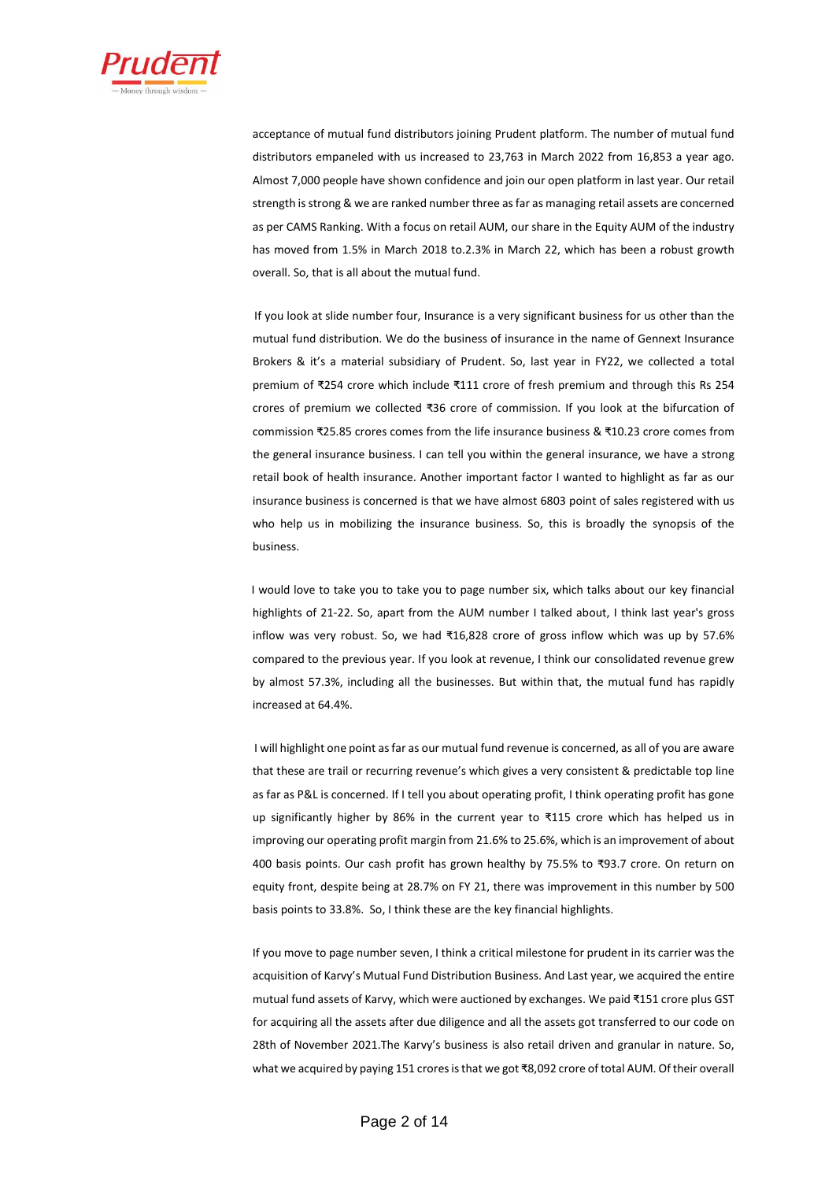acceptance of mutual fund distributors joining Prudent platform. The number of mutual fund distributors empaneled with us increased to 23,763 in March 2022 from 16,853 a year ago. Almost 7,000 people have shown confidence and join our open platform in last year. Our retail strength is strong & we are ranked number three as far as managing retail assets are concerned as per CAMS Ranking. With a focus on retail AUM, our share in the Equity AUM of the industry has moved from 1.5% in March 2018 to.2.3% in March 22, which has been a robust growth overall. So, that is all about the mutual fund.

If you look at slide number four, Insurance is a very significant business for us other than the mutual fund distribution. We do the business of insurance in the name of Gennext Insurance Brokers & it's a material subsidiary of Prudent. So, last year in FY22, we collected a total premium of ₹254 crore which include ₹111 crore of fresh premium and through this Rs 254 crores of premium we collected ₹36 crore of commission. If you look at the bifurcation of commission ₹25.85 crores comes from the life insurance business & ₹10.23 crore comes from the general insurance business. I can tell you within the general insurance, we have a strong retail book of health insurance. Another important factor I wanted to highlight as far as our insurance business is concerned is that we have almost 6803 point of sales registered with us who help us in mobilizing the insurance business. So, this is broadly the synopsis of the business.

I would love to take you to take you to page number six, which talks about our key financial highlights of 21-22. So, apart from the AUM number I talked about, I think last year's gross inflow was very robust. So, we had ₹16,828 crore of gross inflow which was up by 57.6% compared to the previous year. If you look at revenue, I think our consolidated revenue grew by almost 57.3%, including all the businesses. But within that, the mutual fund has rapidly increased at 64.4%.

I will highlight one point as far as our mutual fund revenue is concerned, as all of you are aware that these are trail or recurring revenue's which gives a very consistent & predictable top line as far as P&L is concerned. If I tell you about operating profit, I think operating profit has gone up significantly higher by 86% in the current year to ₹115 crore which has helped us in improving our operating profit margin from 21.6% to 25.6%, which is an improvement of about 400 basis points. Our cash profit has grown healthy by 75.5% to ₹93.7 crore. On return on equity front, despite being at 28.7% on FY 21, there was improvement in this number by 500 basis points to 33.8%. So, I think these are the key financial highlights.

If you move to page number seven, I think a critical milestone for prudent in its carrier was the acquisition of Karvy's Mutual Fund Distribution Business. And Last year, we acquired the entire mutual fund assets of Karvy, which were auctioned by exchanges. We paid ₹151 crore plus GST for acquiring all the assets after due diligence and all the assets got transferred to our code on 28th of November 2021.The Karvy's business is also retail driven and granular in nature. So, what we acquired by paying 151 crores is that we got ₹8,092 crore of total AUM. Of their overall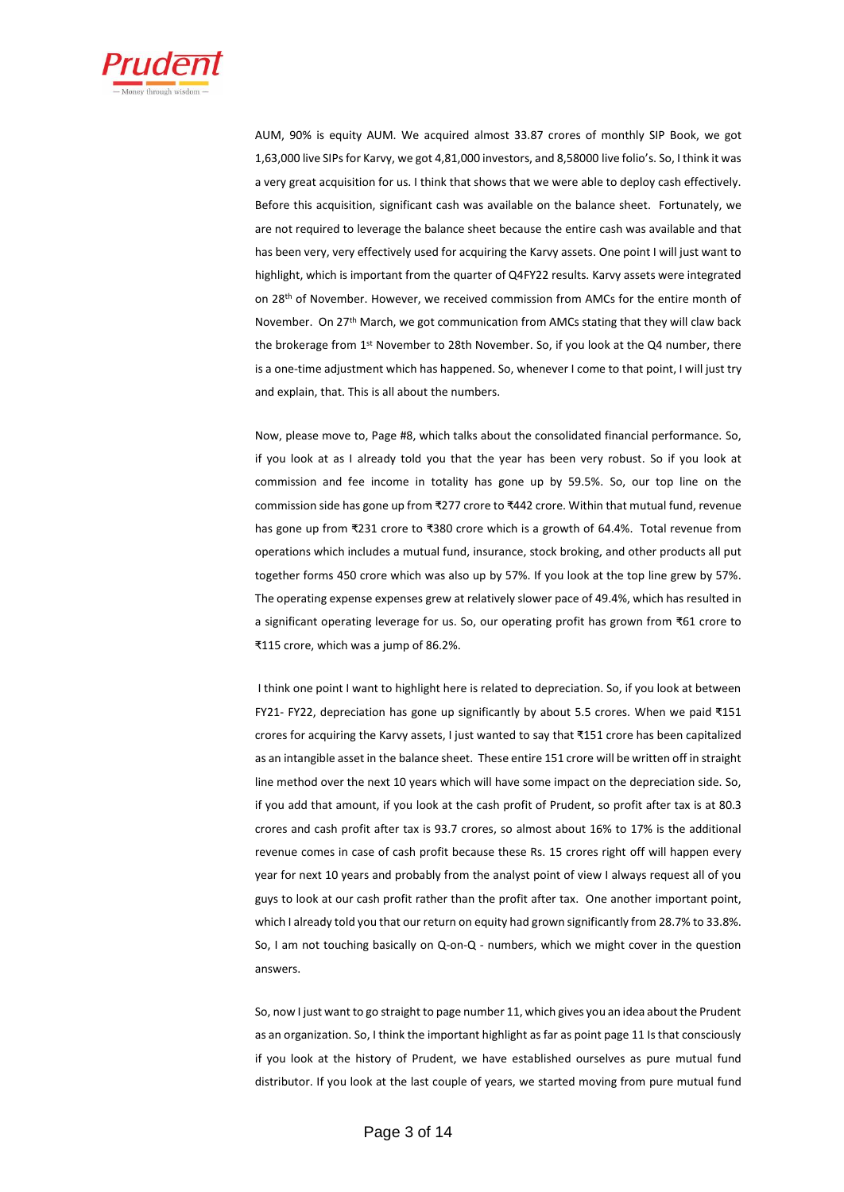AUM, 90% is equity AUM. We acquired almost 33.87 crores of monthly SIP Book, we got 1,63,000 live SIPs for Karvy, we got 4,81,000 investors, and 8,58000 live folio's. So, I think it was a very great acquisition for us. I think that shows that we were able to deploy cash effectively. Before this acquisition, significant cash was available on the balance sheet. Fortunately, we are not required to leverage the balance sheet because the entire cash was available and that has been very, very effectively used for acquiring the Karvy assets. One point I will just want to highlight, which is important from the quarter of Q4FY22 results. Karvy assets were integrated on 28th of November. However, we received commission from AMCs for the entire month of November. On 27th March, we got communication from AMCs stating that they will claw back the brokerage from 1st November to 28th November. So, if you look at the Q4 number, there is a one-time adjustment which has happened. So, whenever I come to that point, I will just try and explain, that. This is all about the numbers.

Now, please move to, Page #8, which talks about the consolidated financial performance. So, if you look at as I already told you that the year has been very robust. So if you look at commission and fee income in totality has gone up by 59.5%. So, our top line on the commission side has gone up from ₹277 crore to ₹442 crore. Within that mutual fund, revenue has gone up from ₹231 crore to ₹380 crore which is a growth of 64.4%. Total revenue from operations which includes a mutual fund, insurance, stock broking, and other products all put together forms 450 crore which was also up by 57%. If you look at the top line grew by 57%. The operating expense expenses grew at relatively slower pace of 49.4%, which has resulted in a significant operating leverage for us. So, our operating profit has grown from ₹61 crore to ₹115 crore, which was a jump of 86.2%.

I think one point I want to highlight here is related to depreciation. So, if you look at between FY21- FY22, depreciation has gone up significantly by about 5.5 crores. When we paid ₹151 crores for acquiring the Karvy assets, I just wanted to say that ₹151 crore has been capitalized as an intangible asset in the balance sheet. These entire 151 crore will be written off in straight line method over the next 10 years which will have some impact on the depreciation side. So, if you add that amount, if you look at the cash profit of Prudent, so profit after tax is at 80.3 crores and cash profit after tax is 93.7 crores, so almost about 16% to 17% is the additional revenue comes in case of cash profit because these Rs. 15 crores right off will happen every year for next 10 years and probably from the analyst point of view I always request all of you guys to look at our cash profit rather than the profit after tax. One another important point, which I already told you that our return on equity had grown significantly from 28.7% to 33.8%. So, I am not touching basically on Q-on-Q - numbers, which we might cover in the question answers.

So, now I just want to go straight to page number 11, which gives you an idea about the Prudent as an organization. So, I think the important highlight as far as point page 11 Is that consciously if you look at the history of Prudent, we have established ourselves as pure mutual fund distributor. If you look at the last couple of years, we started moving from pure mutual fund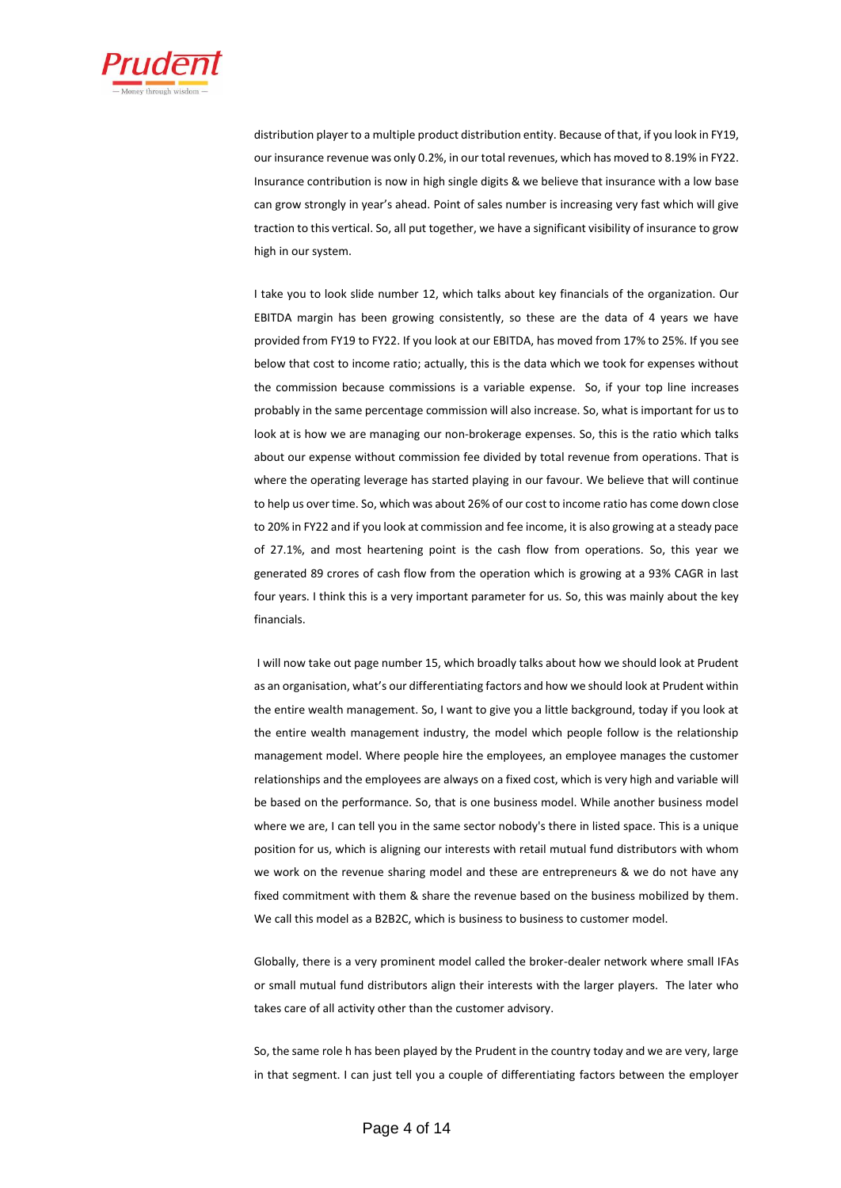distribution player to a multiple product distribution entity. Because of that, if you look in FY19, our insurance revenue was only 0.2%, in our total revenues, which has moved to 8.19% in FY22. Insurance contribution is now in high single digits & we believe that insurance with a low base can grow strongly in year's ahead. Point of sales number is increasing very fast which will give traction to this vertical. So, all put together, we have a significant visibility of insurance to grow high in our system.

I take you to look slide number 12, which talks about key financials of the organization. Our EBITDA margin has been growing consistently, so these are the data of 4 years we have provided from FY19 to FY22. If you look at our EBITDA, has moved from 17% to 25%. If you see below that cost to income ratio; actually, this is the data which we took for expenses without the commission because commissions is a variable expense. So, if your top line increases probably in the same percentage commission will also increase. So, what is important for us to look at is how we are managing our non-brokerage expenses. So, this is the ratio which talks about our expense without commission fee divided by total revenue from operations. That is where the operating leverage has started playing in our favour. We believe that will continue to help us over time. So, which was about 26% of our cost to income ratio has come down close to 20% in FY22 and if you look at commission and fee income, it is also growing at a steady pace of 27.1%, and most heartening point is the cash flow from operations. So, this year we generated 89 crores of cash flow from the operation which is growing at a 93% CAGR in last four years. I think this is a very important parameter for us. So, this was mainly about the key financials.

I will now take out page number 15, which broadly talks about how we should look at Prudent as an organisation, what's our differentiating factors and how we should look at Prudent within the entire wealth management. So, I want to give you a little background, today if you look at the entire wealth management industry, the model which people follow is the relationship management model. Where people hire the employees, an employee manages the customer relationships and the employees are always on a fixed cost, which is very high and variable will be based on the performance. So, that is one business model. While another business model where we are, I can tell you in the same sector nobody's there in listed space. This is a unique position for us, which is aligning our interests with retail mutual fund distributors with whom we work on the revenue sharing model and these are entrepreneurs & we do not have any fixed commitment with them & share the revenue based on the business mobilized by them. We call this model as a B2B2C, which is business to business to customer model.

Globally, there is a very prominent model called the broker-dealer network where small IFAs or small mutual fund distributors align their interests with the larger players. The later who takes care of all activity other than the customer advisory.

So, the same role h has been played by the Prudent in the country today and we are very, large in that segment. I can just tell you a couple of differentiating factors between the employer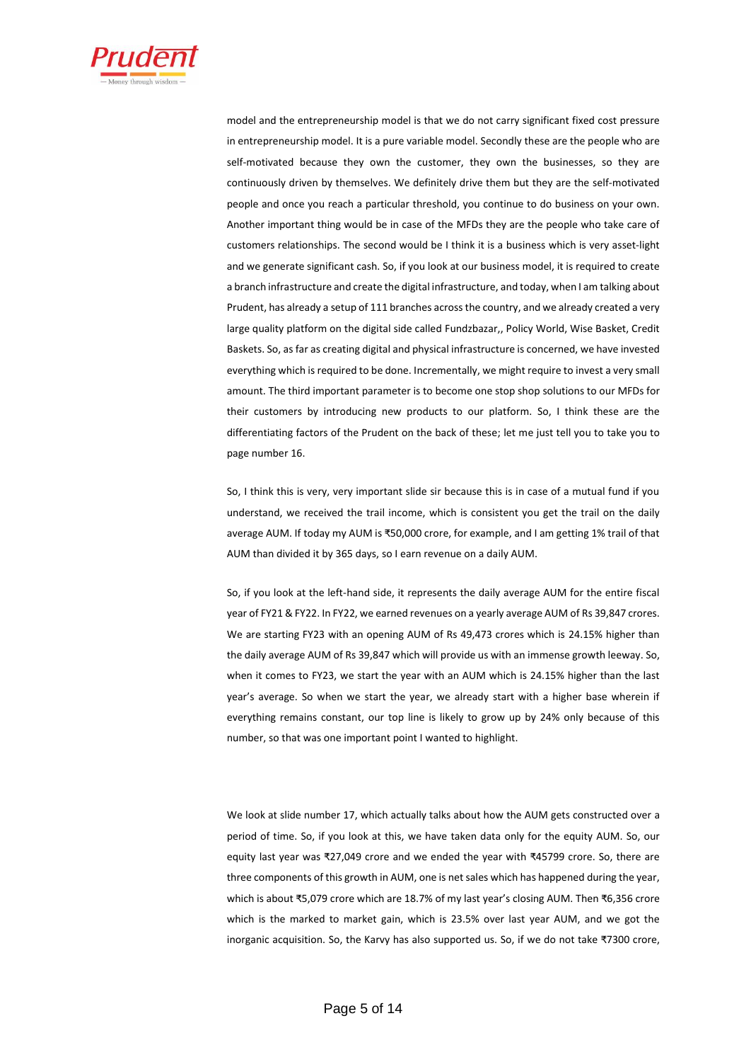model and the entrepreneurship model is that we do not carry significant fixed cost pressure in entrepreneurship model. It is a pure variable model. Secondly these are the people who are self-motivated because they own the customer, they own the businesses, so they are continuously driven by themselves. We definitely drive them but they are the self-motivated people and once you reach a particular threshold, you continue to do business on your own. Another important thing would be in case of the MFDs they are the people who take care of customers relationships. The second would be I think it is a business which is very asset-light and we generate significant cash. So, if you look at our business model, it is required to create a branch infrastructure and create the digital infrastructure, and today, when I am talking about Prudent, has already a setup of 111 branches across the country, and we already created a very large quality platform on the digital side called Fundzbazar,, Policy World, Wise Basket, Credit Baskets. So, as far as creating digital and physical infrastructure is concerned, we have invested everything which is required to be done. Incrementally, we might require to invest a very small amount. The third important parameter is to become one stop shop solutions to our MFDs for their customers by introducing new products to our platform. So, I think these are the differentiating factors of the Prudent on the back of these; let me just tell you to take you to page number 16.

So, I think this is very, very important slide sir because this is in case of a mutual fund if you understand, we received the trail income, which is consistent you get the trail on the daily average AUM. If today my AUM is ₹50,000 crore, for example, and I am getting 1% trail of that AUM than divided it by 365 days, so I earn revenue on a daily AUM.

So, if you look at the left-hand side, it represents the daily average AUM for the entire fiscal year of FY21 & FY22. In FY22, we earned revenues on a yearly average AUM of Rs 39,847 crores. We are starting FY23 with an opening AUM of Rs 49,473 crores which is 24.15% higher than the daily average AUM of Rs 39,847 which will provide us with an immense growth leeway. So, when it comes to FY23, we start the year with an AUM which is 24.15% higher than the last year's average. So when we start the year, we already start with a higher base wherein if everything remains constant, our top line is likely to grow up by 24% only because of this number, so that was one important point I wanted to highlight.

We look at slide number 17, which actually talks about how the AUM gets constructed over a period of time. So, if you look at this, we have taken data only for the equity AUM. So, our equity last year was ₹27,049 crore and we ended the year with ₹45799 crore. So, there are three components of this growth in AUM, one is net sales which has happened during the year, which is about ₹5,079 crore which are 18.7% of my last year's closing AUM. Then ₹6,356 crore which is the marked to market gain, which is 23.5% over last year AUM, and we got the inorganic acquisition. So, the Karvy has also supported us. So, if we do not take ₹7300 crore,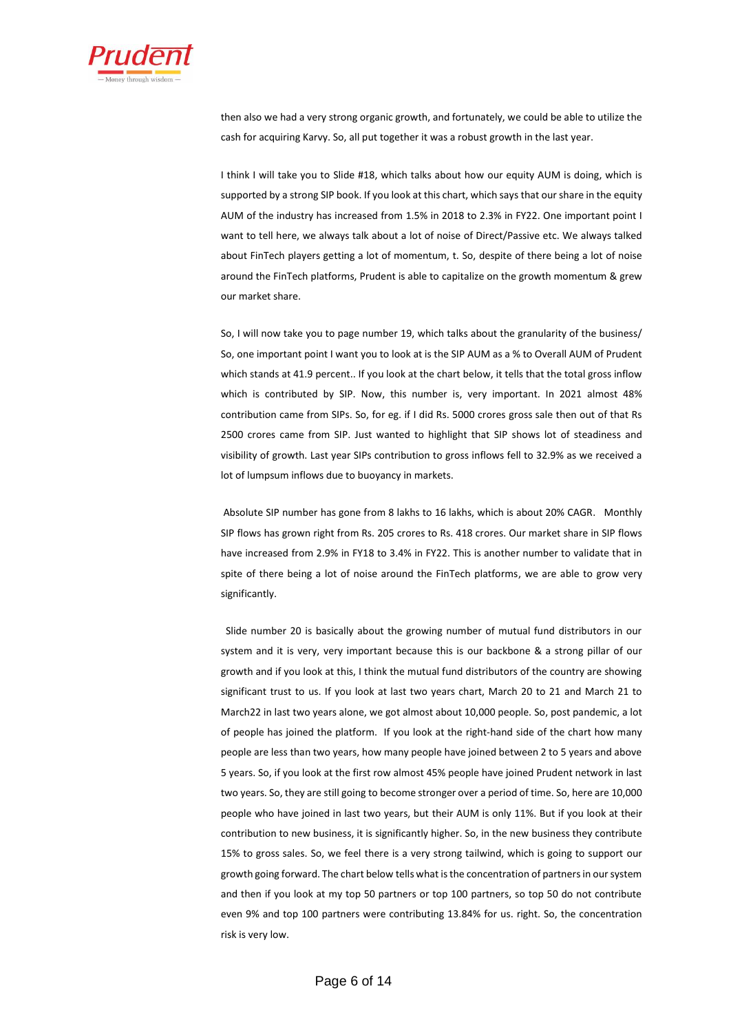then also we had a very strong organic growth, and fortunately, we could be able to utilize the cash for acquiring Karvy. So, all put together it was a robust growth in the last year.

I think I will take you to Slide #18, which talks about how our equity AUM is doing, which is supported by a strong SIP book. If you look at this chart, which says that our share in the equity AUM of the industry has increased from 1.5% in 2018 to 2.3% in FY22. One important point I want to tell here, we always talk about a lot of noise of Direct/Passive etc. We always talked about FinTech players getting a lot of momentum, t. So, despite of there being a lot of noise around the FinTech platforms, Prudent is able to capitalize on the growth momentum & grew our market share.

So, I will now take you to page number 19, which talks about the granularity of the business/ So, one important point I want you to look at is the SIP AUM as a % to Overall AUM of Prudent which stands at 41.9 percent.. If you look at the chart below, it tells that the total gross inflow which is contributed by SIP. Now, this number is, very important. In 2021 almost 48% contribution came from SIPs. So, for eg. if I did Rs. 5000 crores gross sale then out of that Rs 2500 crores came from SIP. Just wanted to highlight that SIP shows lot of steadiness and visibility of growth. Last year SIPs contribution to gross inflows fell to 32.9% as we received a lot of lumpsum inflows due to buoyancy in markets.

Absolute SIP number has gone from 8 lakhs to 16 lakhs, which is about 20% CAGR. Monthly SIP flows has grown right from Rs. 205 crores to Rs. 418 crores. Our market share in SIP flows have increased from 2.9% in FY18 to 3.4% in FY22. This is another number to validate that in spite of there being a lot of noise around the FinTech platforms, we are able to grow very significantly.

Slide number 20 is basically about the growing number of mutual fund distributors in our system and it is very, very important because this is our backbone & a strong pillar of our growth and if you look at this, I think the mutual fund distributors of the country are showing significant trust to us. If you look at last two years chart, March 20 to 21 and March 21 to March22 in last two years alone, we got almost about 10,000 people. So, post pandemic, a lot of people has joined the platform. If you look at the right-hand side of the chart how many people are less than two years, how many people have joined between 2 to 5 years and above 5 years. So, if you look at the first row almost 45% people have joined Prudent network in last two years. So, they are still going to become stronger over a period of time. So, here are 10,000 people who have joined in last two years, but their AUM is only 11%. But if you look at their contribution to new business, it is significantly higher. So, in the new business they contribute 15% to gross sales. So, we feel there is a very strong tailwind, which is going to support our growth going forward. The chart below tells what is the concentration of partners in our system and then if you look at my top 50 partners or top 100 partners, so top 50 do not contribute even 9% and top 100 partners were contributing 13.84% for us. right. So, the concentration risk is very low.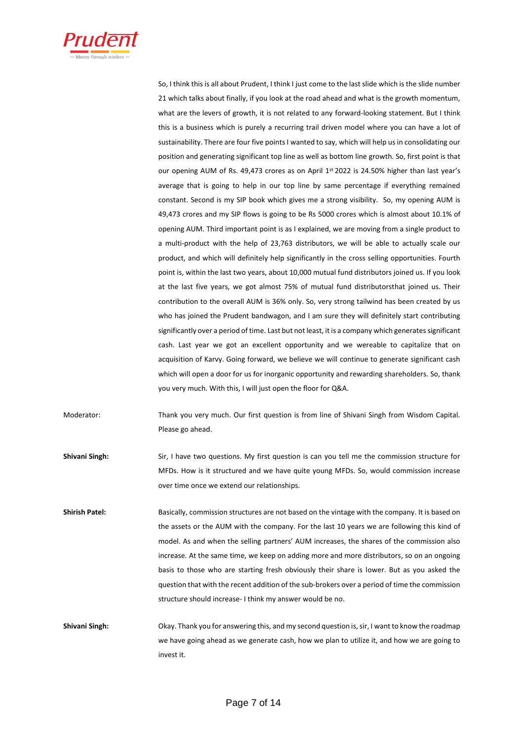So, I think this is all about Prudent, I think I just come to the last slide which is the slide number 21 which talks about finally, if you look at the road ahead and what is the growth momentum, what are the levers of growth, it is not related to any forward-looking statement. But I think this is a business which is purely a recurring trail driven model where you can have a lot of sustainability. There are four five points I wanted to say, which will help us in consolidating our position and generating significant top line as well as bottom line growth. So, first point is that our opening AUM of Rs. 49,473 crores as on April 1st 2022 is 24.50% higher than last year's average that is going to help in our top line by same percentage if everything remained constant. Second is my SIP book which gives me a strong visibility. So, my opening AUM is 49,473 crores and my SIP flows is going to be Rs 5000 crores which is almost about 10.1% of opening AUM. Third important point is as I explained, we are moving from a single product to a multi-product with the help of 23,763 distributors, we will be able to actually scale our product, and which will definitely help significantly in the cross selling opportunities. Fourth point is, within the last two years, about 10,000 mutual fund distributors joined us. If you look at the last five years, we got almost 75% of mutual fund distributorsthat joined us. Their contribution to the overall AUM is 36% only. So, very strong tailwind has been created by us who has joined the Prudent bandwagon, and I am sure they will definitely start contributing significantly over a period of time. Last but not least, it is a company which generates significant cash. Last year we got an excellent opportunity and we wereable to capitalize that on acquisition of Karvy. Going forward, we believe we will continue to generate significant cash which will open a door for us for inorganic opportunity and rewarding shareholders. So, thank you very much. With this, I will just open the floor for Q&A.

Moderator: Thank you very much. Our first question is from line of Shivani Singh from Wisdom Capital. Please go ahead.

**Shivani Singh:** Sir, I have two questions. My first question is can you tell me the commission structure for MFDs. How is it structured and we have quite young MFDs. So, would commission increase over time once we extend our relationships.

**Shirish Patel:** Basically, commission structures are not based on the vintage with the company. It is based on the assets or the AUM with the company. For the last 10 years we are following this kind of model. As and when the selling partners' AUM increases, the shares of the commission also increase. At the same time, we keep on adding more and more distributors, so on an ongoing basis to those who are starting fresh obviously their share is lower. But as you asked the question that with the recent addition of the sub-brokers over a period of time the commission structure should increase- I think my answer would be no.

**Shivani Singh:** Okay. Thank you for answering this, and my second question is, sir, I want to know the roadmap we have going ahead as we generate cash, how we plan to utilize it, and how we are going to invest it.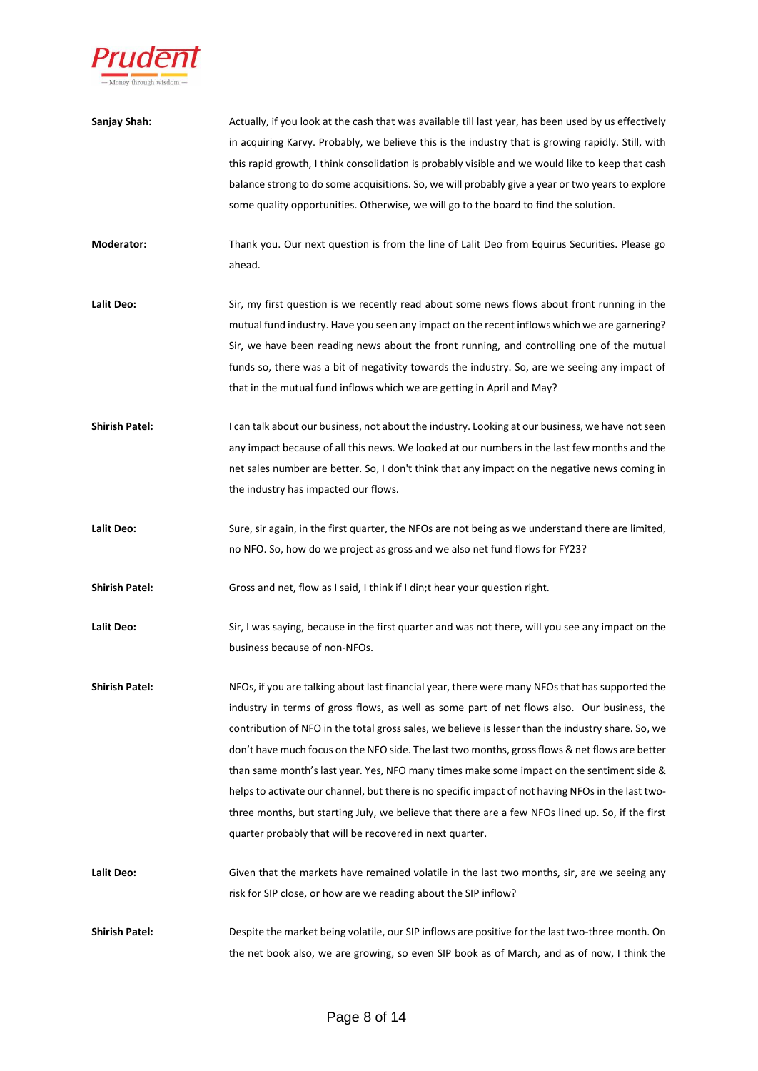**Sanjay Shah:** Actually, if you look at the cash that was available till last year, has been used by us effectively in acquiring Karvy. Probably, we believe this is the industry that is growing rapidly. Still, with this rapid growth, I think consolidation is probably visible and we would like to keep that cash balance strong to do some acquisitions. So, we will probably give a year or two years to explore some quality opportunities. Otherwise, we will go to the board to find the solution.

**Moderator:** Thank you. Our next question is from the line of Lalit Deo from Equirus Securities. Please go ahead.

**Lalit Deo:** Sir, my first question is we recently read about some news flows about front running in the mutual fund industry. Have you seen any impact on the recent inflows which we are garnering? Sir, we have been reading news about the front running, and controlling one of the mutual funds so, there was a bit of negativity towards the industry. So, are we seeing any impact of that in the mutual fund inflows which we are getting in April and May?

**Shirish Patel:** I can talk about our business, not about the industry. Looking at our business, we have not seen any impact because of all this news. We looked at our numbers in the last few months and the net sales number are better. So, I don't think that any impact on the negative news coming in the industry has impacted our flows.

**Lalit Deo:** Sure, sir again, in the first quarter, the NFOs are not being as we understand there are limited, no NFO. So, how do we project as gross and we also net fund flows for FY23?

**Shirish Patel:** Gross and net, flow as I said, I think if I din;t hear your question right.

**Lalit Deo:** Sir, I was saying, because in the first quarter and was not there, will you see any impact on the business because of non-NFOs.

**Shirish Patel:** NFOs, if you are talking about last financial year, there were many NFOs that has supported the industry in terms of gross flows, as well as some part of net flows also. Our business, the contribution of NFO in the total gross sales, we believe is lesser than the industry share. So, we don't have much focus on the NFO side. The last two months, gross flows & net flows are better than same month's last year. Yes, NFO many times make some impact on the sentiment side & helps to activate our channel, but there is no specific impact of not having NFOs in the last two-three months, but starting July, we believe that there are a few NFOs lined up. So, if the first quarter probably that will be recovered in next quarter.

**Lalit Deo:** Given that the markets have remained volatile in the last two months, sir, are we seeing any risk for SIP close, or how are we reading about the SIP inflow?

**Shirish Patel:** Despite the market being volatile, our SIP inflows are positive for the last two-three month. On the net book also, we are growing, so even SIP book as of March, and as of now, I think the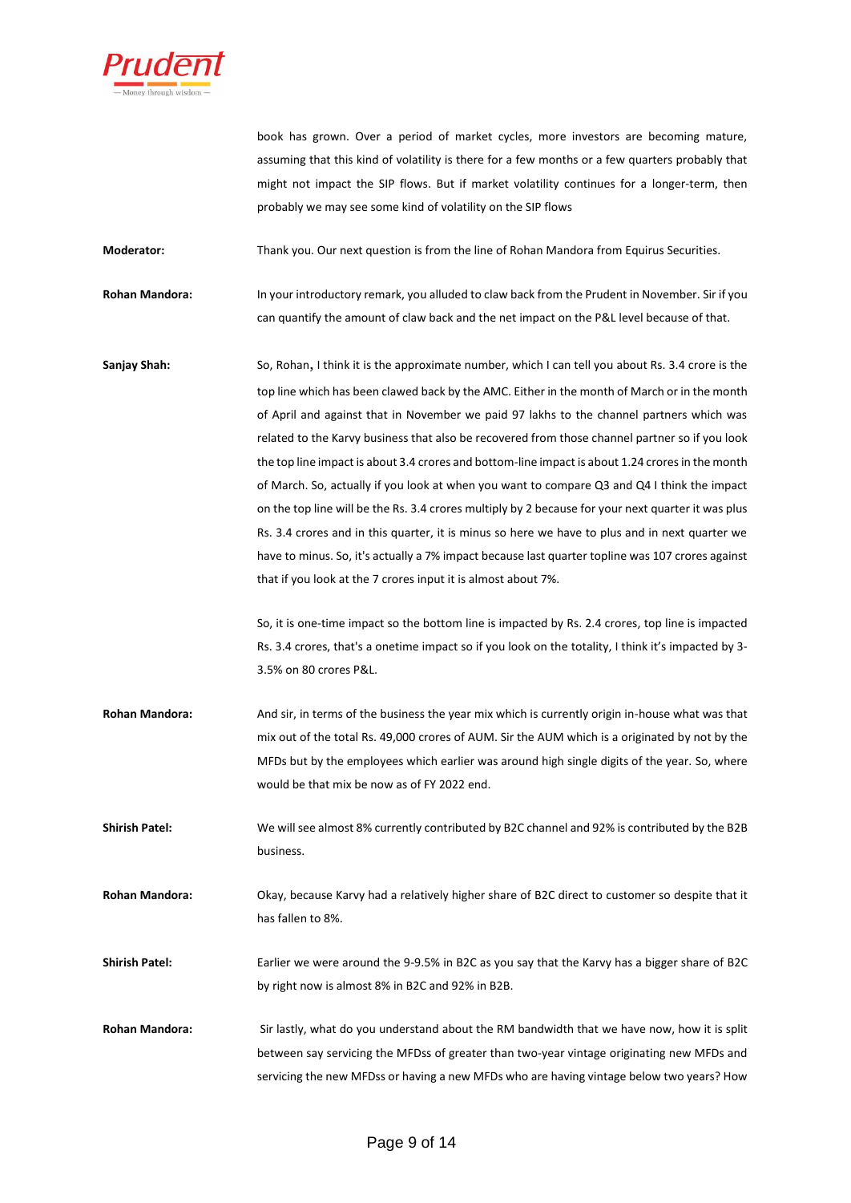book has grown. Over a period of market cycles, more investors are becoming mature, assuming that this kind of volatility is there for a few months or a few quarters probably that might not impact the SIP flows. But if market volatility continues for a longer-term, then probably we may see some kind of volatility on the SIP flows

**Moderator:** Thank you. Our next question is from the line of Rohan Mandora from Equirus Securities.

**Rohan Mandora:** In your introductory remark, you alluded to claw back from the Prudent in November. Sir if you can quantify the amount of claw back and the net impact on the P&L level because of that.

**Sanjay Shah:** So, Rohan, I think it is the approximate number, which I can tell you about Rs. 3.4 crore is the top line which has been clawed back by the AMC. Either in the month of March or in the month of April and against that in November we paid 97 lakhs to the channel partners which was related to the Karvy business that also be recovered from those channel partner so if you look the top line impact is about 3.4 crores and bottom-line impact is about 1.24 crores in the month of March. So, actually if you look at when you want to compare Q3 and Q4 I think the impact on the top line will be the Rs. 3.4 crores multiply by 2 because for your next quarter it was plus Rs. 3.4 crores and in this quarter, it is minus so here we have to plus and in next quarter we have to minus. So, it's actually a 7% impact because last quarter topline was 107 crores against that if you look at the 7 crores input it is almost about 7%.

So, it is one-time impact so the bottom line is impacted by Rs. 2.4 crores, top line is impacted Rs. 3.4 crores, that's a onetime impact so if you look on the totality, I think it's impacted by 3-3.5% on 80 crores P&L.

**Rohan Mandora:** And sir, in terms of the business the year mix which is currently origin in-house what was that mix out of the total Rs. 49,000 crores of AUM. Sir the AUM which is a originated by not by the MFDs but by the employees which earlier was around high single digits of the year. So, where would be that mix be now as of FY 2022 end.

**Shirish Patel:** We will see almost 8% currently contributed by B2C channel and 92% is contributed by the B2B business.

**Rohan Mandora:** Okay, because Karvy had a relatively higher share of B2C direct to customer so despite that it has fallen to 8%.

**Shirish Patel:** Earlier we were around the 9-9.5% in B2C as you say that the Karvy has a bigger share of B2C by right now is almost 8% in B2C and 92% in B2B.

**Rohan Mandora:** Sir lastly, what do you understand about the RM bandwidth that we have now, how it is split between say servicing the MFDss of greater than two-year vintage originating new MFDs and servicing the new MFDss or having a new MFDs who are having vintage below two years? How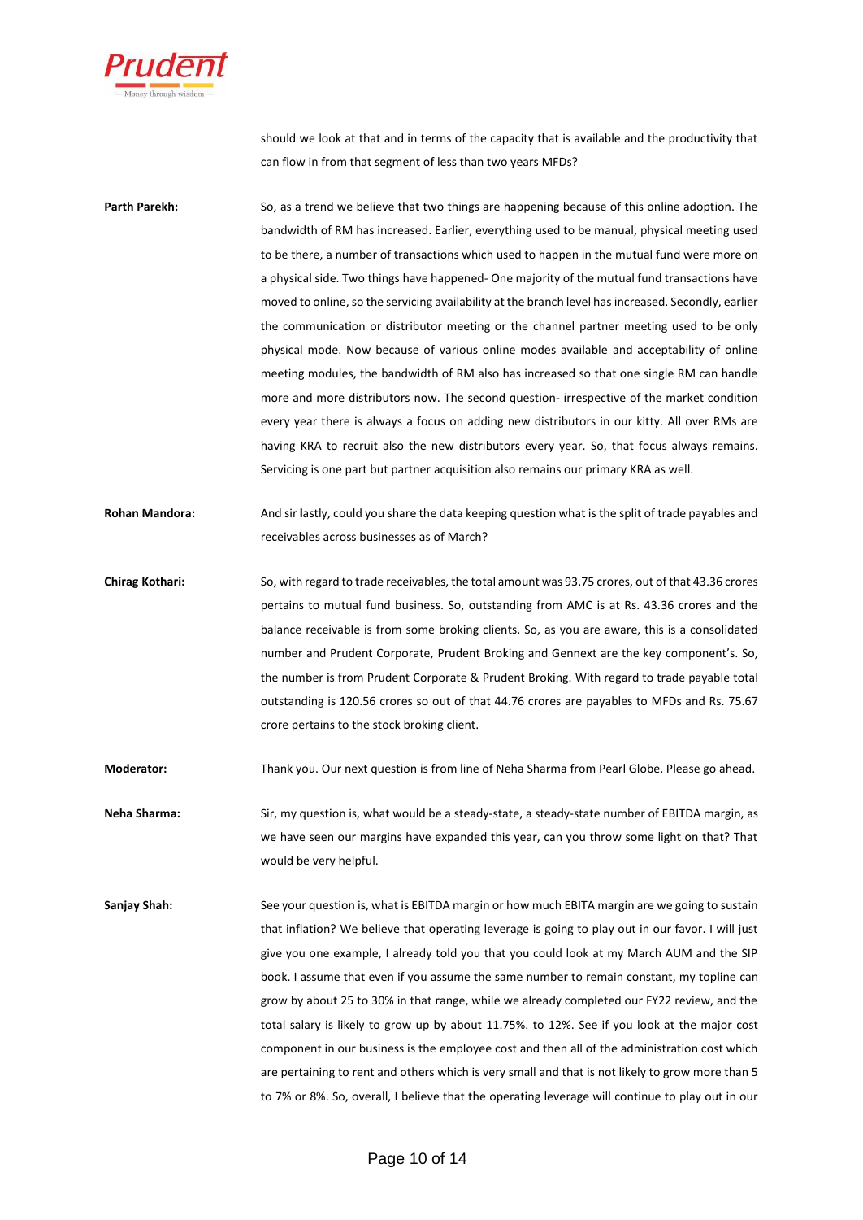should we look at that and in terms of the capacity that is available and the productivity that can flow in from that segment of less than two years MFDs?

**Parth Parekh:** So, as a trend we believe that two things are happening because of this online adoption. The bandwidth of RM has increased. Earlier, everything used to be manual, physical meeting used to be there, a number of transactions which used to happen in the mutual fund were more on a physical side. Two things have happened- One majority of the mutual fund transactions have moved to online, so the servicing availability at the branch level has increased. Secondly, earlier the communication or distributor meeting or the channel partner meeting used to be only physical mode. Now because of various online modes available and acceptability of online meeting modules, the bandwidth of RM also has increased so that one single RM can handle more and more distributors now. The second question- irrespective of the market condition every year there is always a focus on adding new distributors in our kitty. All over RMs are having KRA to recruit also the new distributors every year. So, that focus always remains. Servicing is one part but partner acquisition also remains our primary KRA as well.

**Rohan Mandora:** And sir lastly, could you share the data keeping question what is the split of trade payables and receivables across businesses as of March?

**Chirag Kothari:** So, with regard to trade receivables, the total amount was 93.75 crores, out of that 43.36 crores pertains to mutual fund business. So, outstanding from AMC is at Rs. 43.36 crores and the balance receivable is from some broking clients. So, as you are aware, this is a consolidated number and Prudent Corporate, Prudent Broking and Gennext are the key component's. So, the number is from Prudent Corporate & Prudent Broking. With regard to trade payable total outstanding is 120.56 crores so out of that 44.76 crores are payables to MFDs and Rs. 75.67 crore pertains to the stock broking client.

**Moderator:** Thank you. Our next question is from line of Neha Sharma from Pearl Globe. Please go ahead.

**Neha Sharma:** Sir, my question is, what would be a steady-state, a steady-state number of EBITDA margin, as we have seen our margins have expanded this year, can you throw some light on that? That would be very helpful.

**Sanjay Shah:** See your question is, what is EBITDA margin or how much EBITA margin are we going to sustain that inflation? We believe that operating leverage is going to play out in our favor. I will just give you one example, I already told you that you could look at my March AUM and the SIP book. I assume that even if you assume the same number to remain constant, my topline can grow by about 25 to 30% in that range, while we already completed our FY22 review, and the total salary is likely to grow up by about 11.75%. to 12%. See if you look at the major cost component in our business is the employee cost and then all of the administration cost which are pertaining to rent and others which is very small and that is not likely to grow more than 5 to 7% or 8%. So, overall, I believe that the operating leverage will continue to play out in our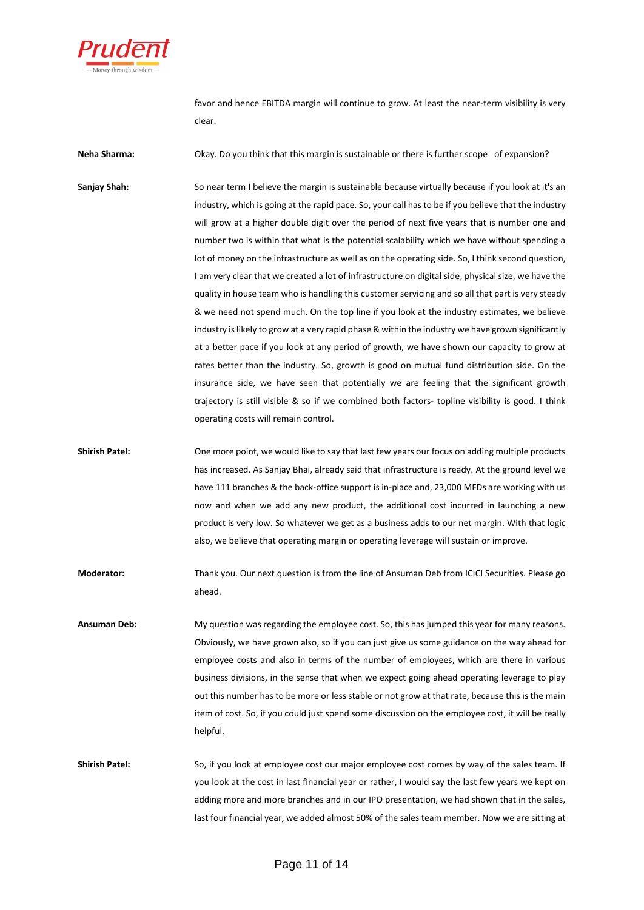favor and hence EBITDA margin will continue to grow. At least the near-term visibility is very clear.

**Neha Sharma:** Okay. Do you think that this margin is sustainable or there is further scope of expansion?

**Sanjay Shah:** So near term I believe the margin is sustainable because virtually because if you look at it's an industry, which is going at the rapid pace. So, your call has to be if you believe that the industry will grow at a higher double digit over the period of next five years that is number one and number two is within that what is the potential scalability which we have without spending a lot of money on the infrastructure as well as on the operating side. So, I think second question, I am very clear that we created a lot of infrastructure on digital side, physical size, we have the quality in house team who is handling this customer servicing and so all that part is very steady & we need not spend much. On the top line if you look at the industry estimates, we believe industry is likely to grow at a very rapid phase & within the industry we have grown significantly at a better pace if you look at any period of growth, we have shown our capacity to grow at rates better than the industry. So, growth is good on mutual fund distribution side. On the insurance side, we have seen that potentially we are feeling that the significant growth trajectory is still visible & so if we combined both factors- topline visibility is good. I think operating costs will remain control.

**Shirish Patel:** One more point, we would like to say that last few years our focus on adding multiple products has increased. As Sanjay Bhai, already said that infrastructure is ready. At the ground level we have 111 branches & the back-office support is in-place and, 23,000 MFDs are working with us now and when we add any new product, the additional cost incurred in launching a new product is very low. So whatever we get as a business adds to our net margin. With that logic also, we believe that operating margin or operating leverage will sustain or improve.

**Moderator:** Thank you. Our next question is from the line of Ansuman Deb from ICICI Securities. Please go ahead.

**Ansuman Deb:** My question was regarding the employee cost. So, this has jumped this year for many reasons. Obviously, we have grown also, so if you can just give us some guidance on the way ahead for employee costs and also in terms of the number of employees, which are there in various business divisions, in the sense that when we expect going ahead operating leverage to play out this number has to be more or less stable or not grow at that rate, because this is the main item of cost. So, if you could just spend some discussion on the employee cost, it will be really helpful.

**Shirish Patel:** So, if you look at employee cost our major employee cost comes by way of the sales team. If you look at the cost in last financial year or rather, I would say the last few years we kept on adding more and more branches and in our IPO presentation, we had shown that in the sales, last four financial year, we added almost 50% of the sales team member. Now we are sitting at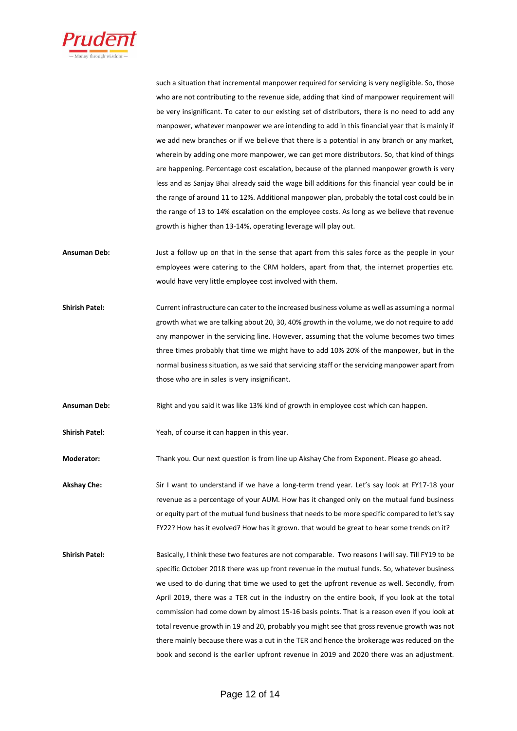such a situation that incremental manpower required for servicing is very negligible. So, those who are not contributing to the revenue side, adding that kind of manpower requirement will be very insignificant. To cater to our existing set of distributors, there is no need to add any manpower, whatever manpower we are intending to add in this financial year that is mainly if we add new branches or if we believe that there is a potential in any branch or any market, wherein by adding one more manpower, we can get more distributors. So, that kind of things are happening. Percentage cost escalation, because of the planned manpower growth is very less and as Sanjay Bhai already said the wage bill additions for this financial year could be in the range of around 11 to 12%. Additional manpower plan, probably the total cost could be in the range of 13 to 14% escalation on the employee costs. As long as we believe that revenue growth is higher than 13-14%, operating leverage will play out.

**Ansuman Deb:** Just a follow up on that in the sense that apart from this sales force as the people in your employees were catering to the CRM holders, apart from that, the internet properties etc. would have very little employee cost involved with them.

**Shirish Patel:** Current infrastructure can cater to the increased business volume as well as assuming a normal growth what we are talking about 20, 30, 40% growth in the volume, we do not require to add any manpower in the servicing line. However, assuming that the volume becomes two times three times probably that time we might have to add 10% 20% of the manpower, but in the normal business situation, as we said that servicing staff or the servicing manpower apart from those who are in sales is very insignificant.

**Ansuman Deb:** Right and you said it was like 13% kind of growth in employee cost which can happen.

**Shirish Patel:** Yeah, of course it can happen in this year.

**Moderator:** Thank you. Our next question is from line up Akshay Che from Exponent. Please go ahead.

**Akshay Che:** Sir I want to understand if we have a long-term trend year. Let's say look at FY17-18 your revenue as a percentage of your AUM. How has it changed only on the mutual fund business or equity part of the mutual fund business that needs to be more specific compared to let's say FY22? How has it evolved? How has it grown. that would be great to hear some trends on it?

**Shirish Patel:** Basically, I think these two features are not comparable. Two reasons I will say. Till FY19 to be specific October 2018 there was up front revenue in the mutual funds. So, whatever business we used to do during that time we used to get the upfront revenue as well. Secondly, from April 2019, there was a TER cut in the industry on the entire book, if you look at the total commission had come down by almost 15-16 basis points. That is a reason even if you look at total revenue growth in 19 and 20, probably you might see that gross revenue growth was not there mainly because there was a cut in the TER and hence the brokerage was reduced on the book and second is the earlier upfront revenue in 2019 and 2020 there was an adjustment.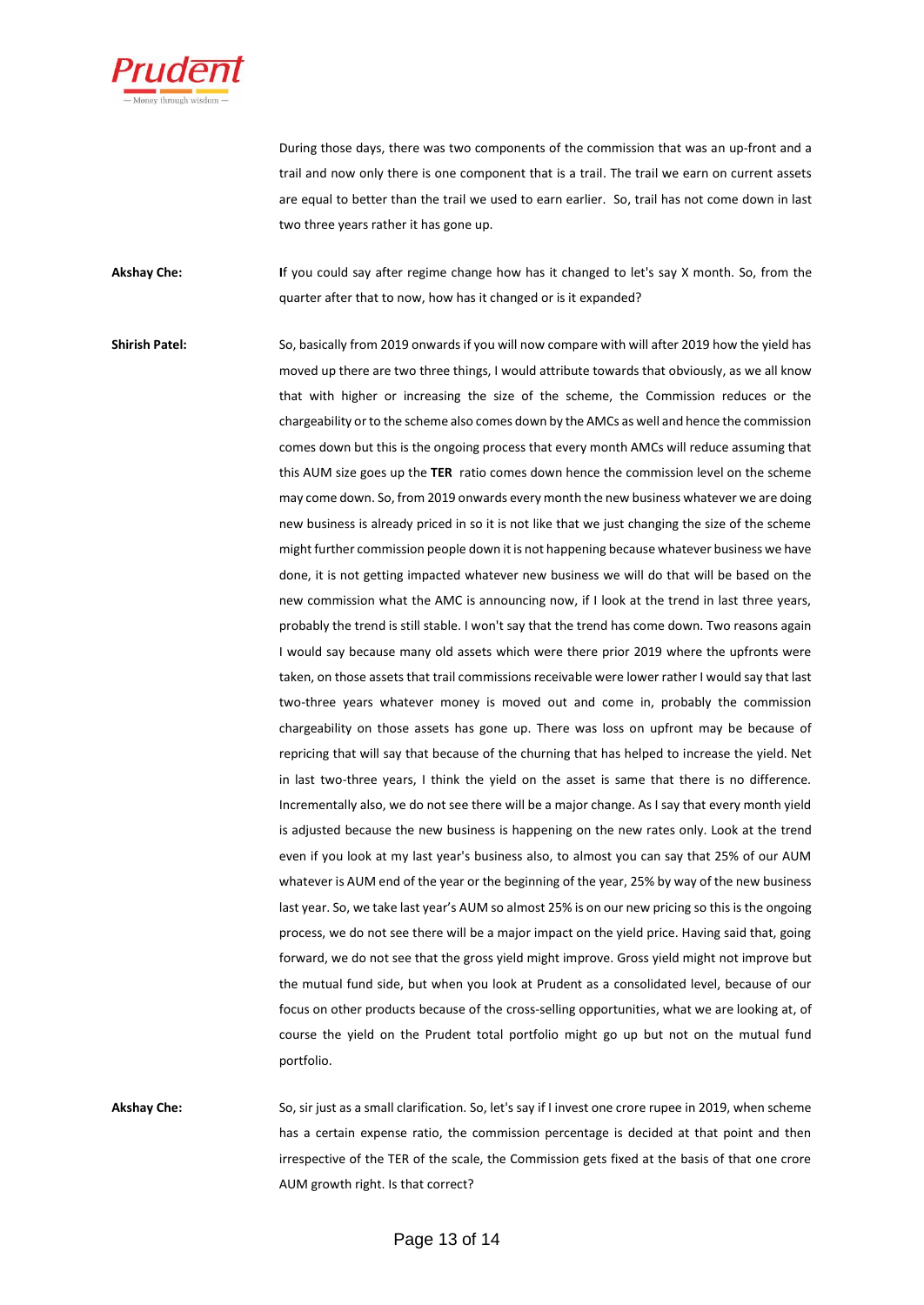During those days, there was two components of the commission that was an up-front and a trail and now only there is one component that is a trail. The trail we earn on current assets are equal to better than the trail we used to earn earlier. So, trail has not come down in last two three years rather it has gone up.

**Akshay Che:** If you could say after regime change how has it changed to let's say X month. So, from the quarter after that to now, how has it changed or is it expanded?

**Shirish Patel:** So, basically from 2019 onwards if you will now compare with will after 2019 how the yield has moved up there are two three things, I would attribute towards that obviously, as we all know that with higher or increasing the size of the scheme, the Commission reduces or the chargeability or to the scheme also comes down by the AMCs as well and hence the commission comes down but this is the ongoing process that every month AMCs will reduce assuming that this AUM size goes up the **TER** ratio comes down hence the commission level on the scheme may come down. So, from 2019 onwards every month the new business whatever we are doing new business is already priced in so it is not like that we just changing the size of the scheme might further commission people down it is not happening because whatever business we have done, it is not getting impacted whatever new business we will do that will be based on the new commission what the AMC is announcing now, if I look at the trend in last three years, probably the trend is still stable. I won't say that the trend has come down. Two reasons again I would say because many old assets which were there prior 2019 where the upfronts were taken, on those assets that trail commissions receivable were lower rather I would say that last two-three years whatever money is moved out and come in, probably the commission chargeability on those assets has gone up. There was loss on upfront may be because of repricing that will say that because of the churning that has helped to increase the yield. Net in last two-three years, I think the yield on the asset is same that there is no difference. Incrementally also, we do not see there will be a major change. As I say that every month yield is adjusted because the new business is happening on the new rates only. Look at the trend even if you look at my last year's business also, to almost you can say that 25% of our AUM whatever is AUM end of the year or the beginning of the year, 25% by way of the new business last year. So, we take last year's AUM so almost 25% is on our new pricing so this is the ongoing process, we do not see there will be a major impact on the yield price. Having said that, going forward, we do not see that the gross yield might improve. Gross yield might not improve but the mutual fund side, but when you look at Prudent as a consolidated level, because of our focus on other products because of the cross-selling opportunities, what we are looking at, of course the yield on the Prudent total portfolio might go up but not on the mutual fund portfolio.

**Akshay Che:** So, sir just as a small clarification. So, let's say if I invest one crore rupee in 2019, when scheme has a certain expense ratio, the commission percentage is decided at that point and then irrespective of the TER of the scale, the Commission gets fixed at the basis of that one crore AUM growth right. Is that correct?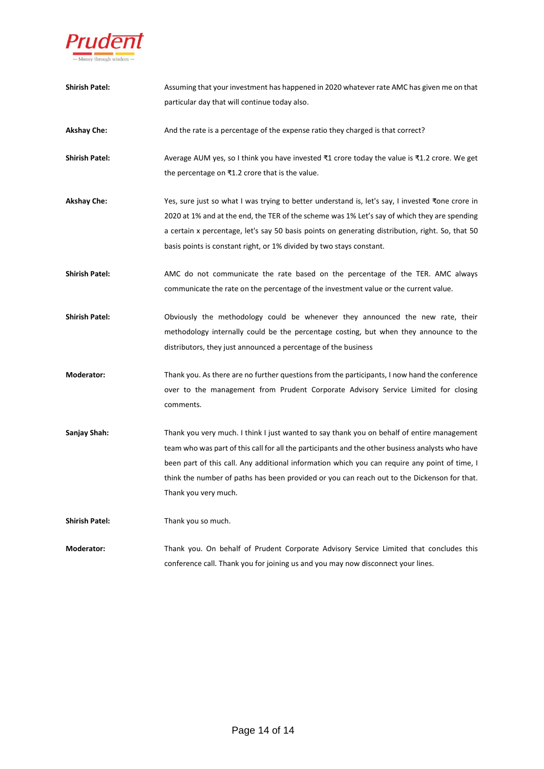**Shirish Patel:** Assuming that your investment has happened in 2020 whatever rate AMC has given me on that particular day that will continue today also.

**Akshay Che:** And the rate is a percentage of the expense ratio they charged is that correct?

**Shirish Patel:** Average AUM yes, so I think you have invested ₹1 crore today the value is ₹1.2 crore. We get the percentage on ₹1.2 crore that is the value.

**Akshay Che:** Yes, sure just so what I was trying to better understand is, let's say, I invested ₹one crore in 2020 at 1% and at the end, the TER of the scheme was 1% Let's say of which they are spending a certain x percentage, let's say 50 basis points on generating distribution, right. So, that 50 basis points is constant right, or 1% divided by two stays constant.

**Shirish Patel:** AMC do not communicate the rate based on the percentage of the TER. AMC always communicate the rate on the percentage of the investment value or the current value.

**Shirish Patel:** Obviously the methodology could be whenever they announced the new rate, their methodology internally could be the percentage costing, but when they announce to the distributors, they just announced a percentage of the business

**Moderator:** Thank you. As there are no further questions from the participants, I now hand the conference over to the management from Prudent Corporate Advisory Service Limited for closing comments.

**Sanjay Shah:** Thank you very much. I think I just wanted to say thank you on behalf of entire management team who was part of this call for all the participants and the other business analysts who have been part of this call. Any additional information which you can require any point of time, I think the number of paths has been provided or you can reach out to the Dickenson for that. Thank you very much.

**Shirish Patel:** Thank you so much.

**Moderator:** Thank you. On behalf of Prudent Corporate Advisory Service Limited that concludes this conference call. Thank you for joining us and you may now disconnect your lines.